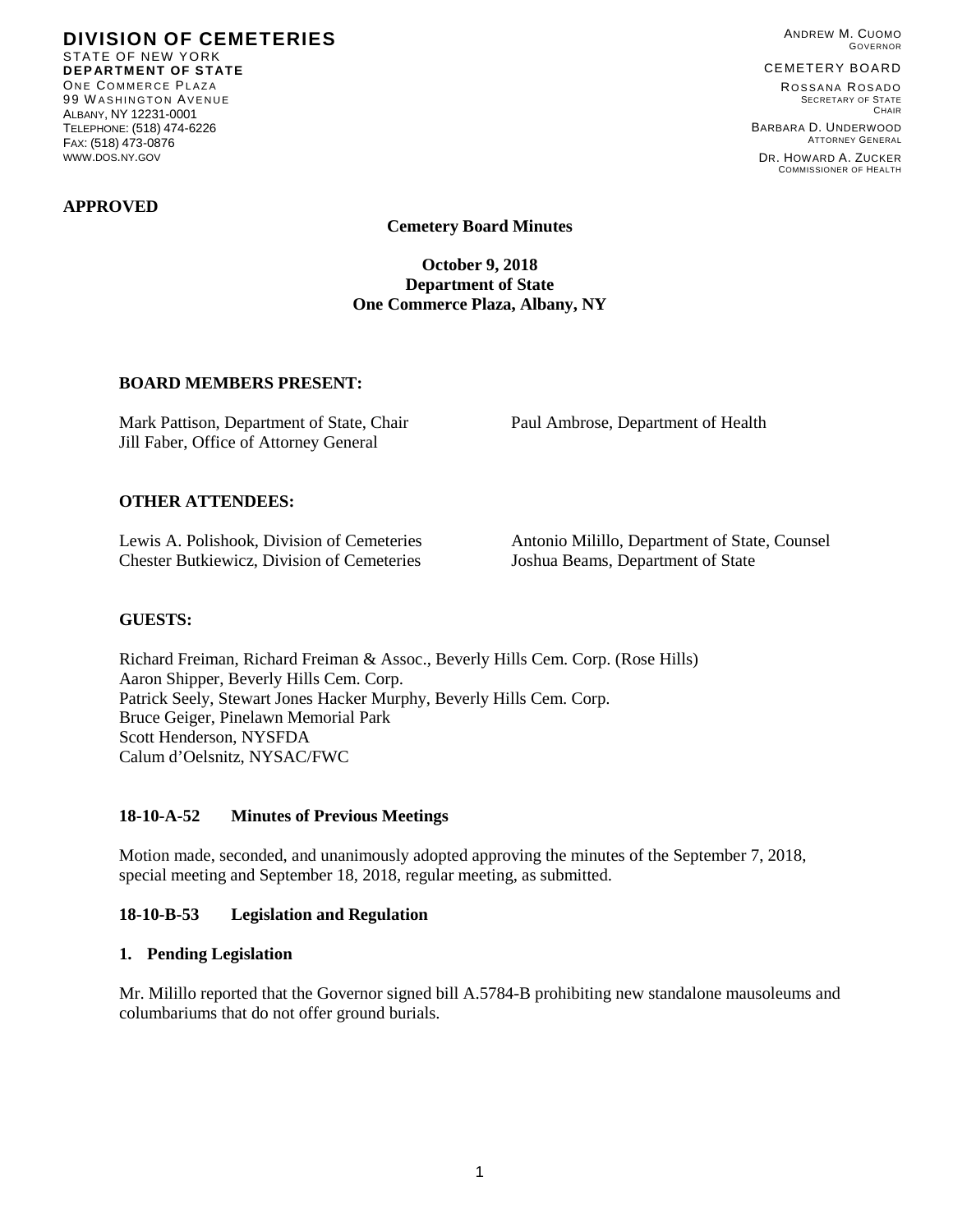**DIVISION OF CEMETERIES**
STATE OF NEW YORK
**DEPARTMENT OF STATE**
ONE COMMERCE PLAZA
99 WASHINGTON AVENUE
ALBANY, NY 12231-0001
TELEPHONE: (518) 474-6226
FAX: (518) 473-0876
WWW.DOS.NY.GOV

ANDREW M. CUOMO
GOVERNOR

CEMETERY BOARD

ROSSANA ROSADO
SECRETARY OF STATE
CHAIR

BARBARA D. UNDERWOOD
ATTORNEY GENERAL

DR. HOWARD A. ZUCKER
COMMISSIONER OF HEALTH

**APPROVED**

**Cemetery Board Minutes**

**October 9, 2018**
**Department of State**
**One Commerce Plaza, Albany, NY**

**BOARD MEMBERS PRESENT:**

Mark Pattison, Department of State, Chair
Jill Faber, Office of Attorney General
Paul Ambrose, Department of Health

**OTHER ATTENDEES:**

Lewis A. Polishook, Division of Cemeteries
Chester Butkiewicz, Division of Cemeteries
Antonio Milillo, Department of State, Counsel
Joshua Beams, Department of State

**GUESTS:**

Richard Freiman, Richard Freiman & Assoc., Beverly Hills Cem. Corp. (Rose Hills)
Aaron Shipper, Beverly Hills Cem. Corp.
Patrick Seely, Stewart Jones Hacker Murphy, Beverly Hills Cem. Corp.
Bruce Geiger, Pinelawn Memorial Park
Scott Henderson, NYSFDA
Calum d'Oelsnitz, NYSAC/FWC

### 18-10-A-52 Minutes of Previous Meetings

Motion made, seconded, and unanimously adopted approving the minutes of the September 7, 2018, special meeting and September 18, 2018, regular meeting, as submitted.

### 18-10-B-53 Legislation and Regulation

**1. Pending Legislation**

Mr. Milillo reported that the Governor signed bill A.5784-B prohibiting new standalone mausoleums and columbariums that do not offer ground burials.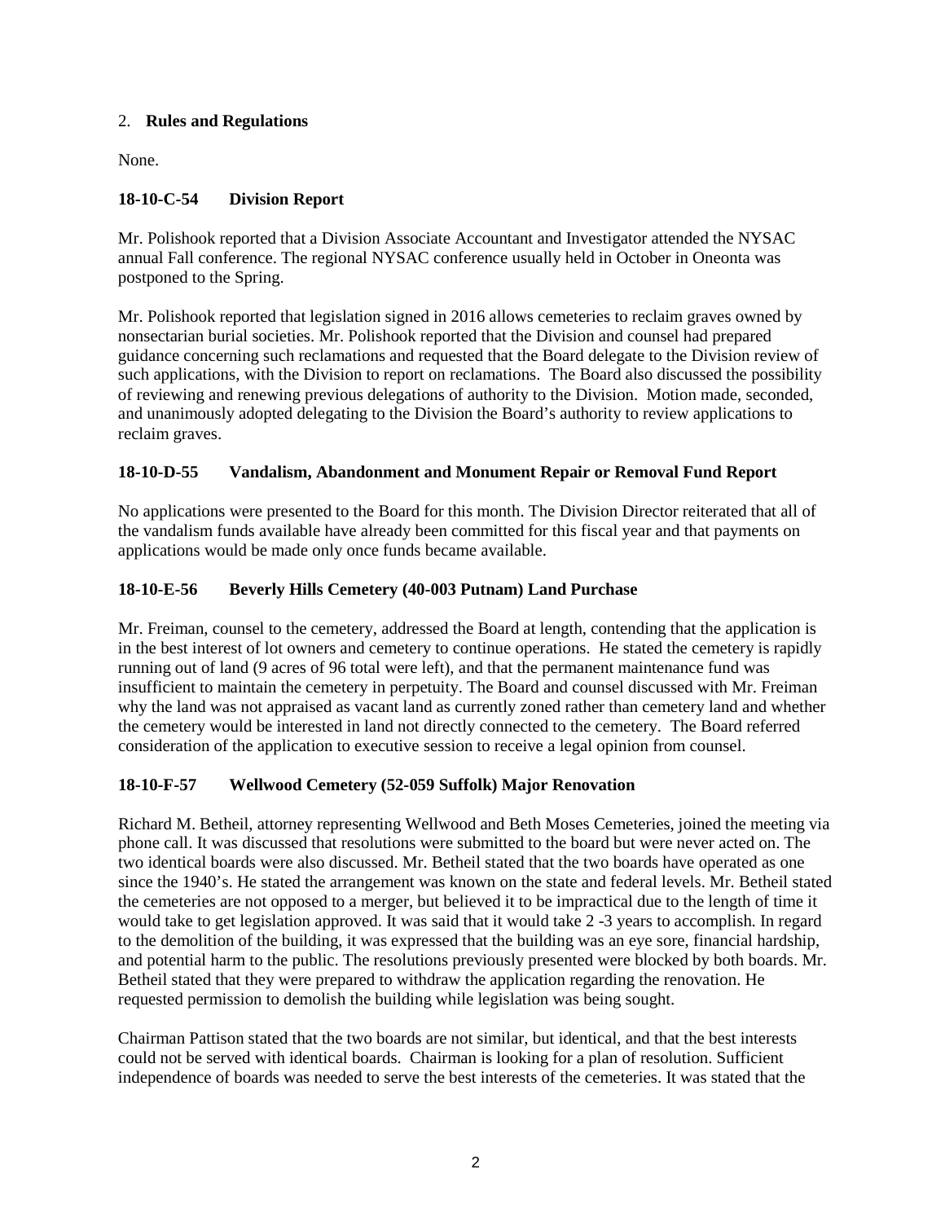2. **Rules and Regulations**

None.

**18-10-C-54 Division Report**

Mr. Polishook reported that a Division Associate Accountant and Investigator attended the NYSAC annual Fall conference. The regional NYSAC conference usually held in October in Oneonta was postponed to the Spring.

Mr. Polishook reported that legislation signed in 2016 allows cemeteries to reclaim graves owned by nonsectarian burial societies. Mr. Polishook reported that the Division and counsel had prepared guidance concerning such reclamations and requested that the Board delegate to the Division review of such applications, with the Division to report on reclamations. The Board also discussed the possibility of reviewing and renewing previous delegations of authority to the Division. Motion made, seconded, and unanimously adopted delegating to the Division the Board's authority to review applications to reclaim graves.

**18-10-D-55 Vandalism, Abandonment and Monument Repair or Removal Fund Report**

No applications were presented to the Board for this month. The Division Director reiterated that all of the vandalism funds available have already been committed for this fiscal year and that payments on applications would be made only once funds became available.

**18-10-E-56 Beverly Hills Cemetery (40-003 Putnam) Land Purchase**

Mr. Freiman, counsel to the cemetery, addressed the Board at length, contending that the application is in the best interest of lot owners and cemetery to continue operations. He stated the cemetery is rapidly running out of land (9 acres of 96 total were left), and that the permanent maintenance fund was insufficient to maintain the cemetery in perpetuity. The Board and counsel discussed with Mr. Freiman why the land was not appraised as vacant land as currently zoned rather than cemetery land and whether the cemetery would be interested in land not directly connected to the cemetery. The Board referred consideration of the application to executive session to receive a legal opinion from counsel.

**18-10-F-57 Wellwood Cemetery (52-059 Suffolk) Major Renovation**

Richard M. Betheil, attorney representing Wellwood and Beth Moses Cemeteries, joined the meeting via phone call. It was discussed that resolutions were submitted to the board but were never acted on. The two identical boards were also discussed. Mr. Betheil stated that the two boards have operated as one since the 1940's. He stated the arrangement was known on the state and federal levels. Mr. Betheil stated the cemeteries are not opposed to a merger, but believed it to be impractical due to the length of time it would take to get legislation approved. It was said that it would take 2 -3 years to accomplish. In regard to the demolition of the building, it was expressed that the building was an eye sore, financial hardship, and potential harm to the public. The resolutions previously presented were blocked by both boards. Mr. Betheil stated that they were prepared to withdraw the application regarding the renovation. He requested permission to demolish the building while legislation was being sought.

Chairman Pattison stated that the two boards are not similar, but identical, and that the best interests could not be served with identical boards. Chairman is looking for a plan of resolution. Sufficient independence of boards was needed to serve the best interests of the cemeteries. It was stated that the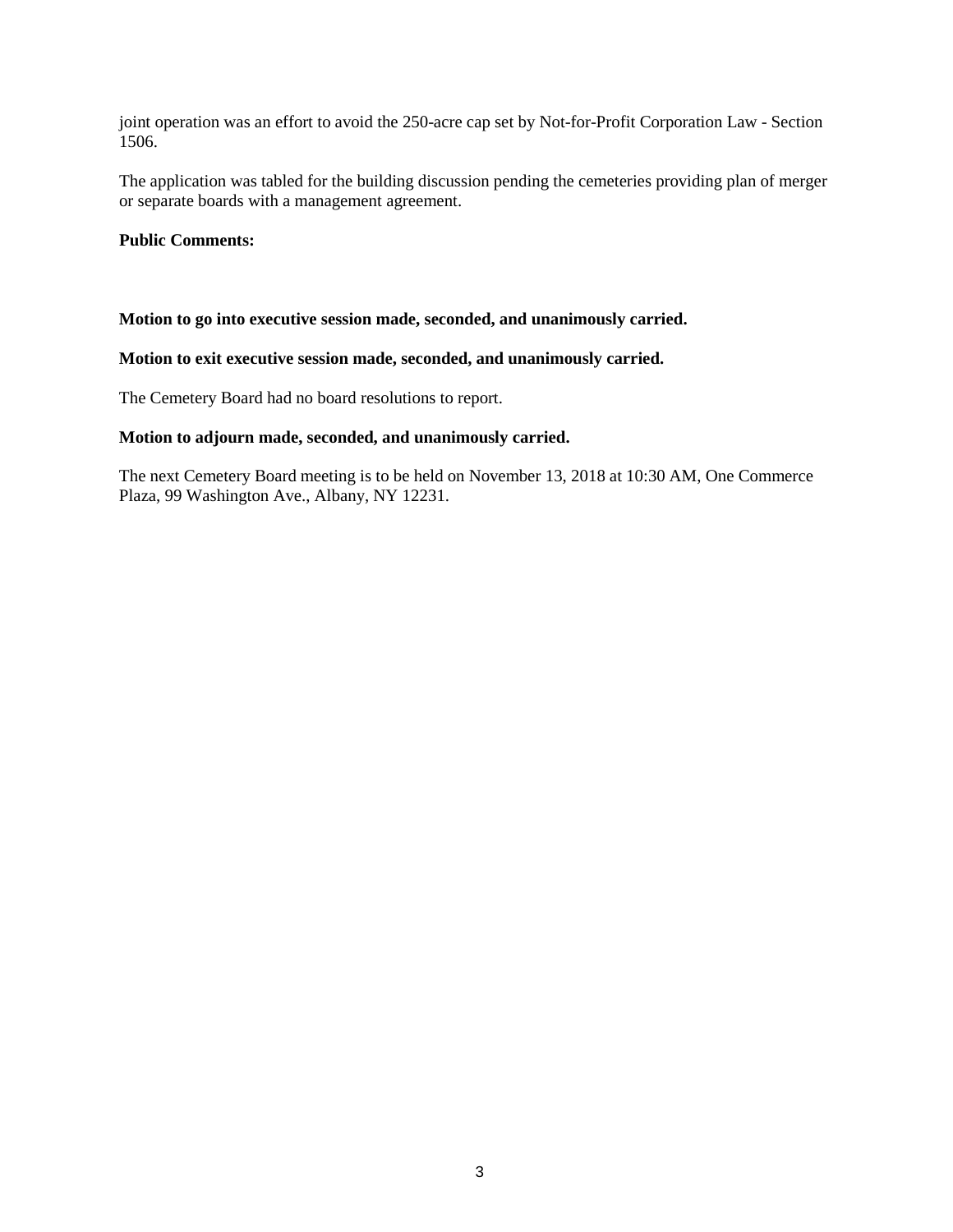joint operation was an effort to avoid the 250-acre cap set by Not-for-Profit Corporation Law - Section 1506.

The application was tabled for the building discussion pending the cemeteries providing plan of merger or separate boards with a management agreement.

**Public Comments:**

**Motion to go into executive session made, seconded, and unanimously carried.**

**Motion to exit executive session made, seconded, and unanimously carried.**

The Cemetery Board had no board resolutions to report.

**Motion to adjourn made, seconded, and unanimously carried.**

The next Cemetery Board meeting is to be held on November 13, 2018 at 10:30 AM, One Commerce Plaza, 99 Washington Ave., Albany, NY 12231.